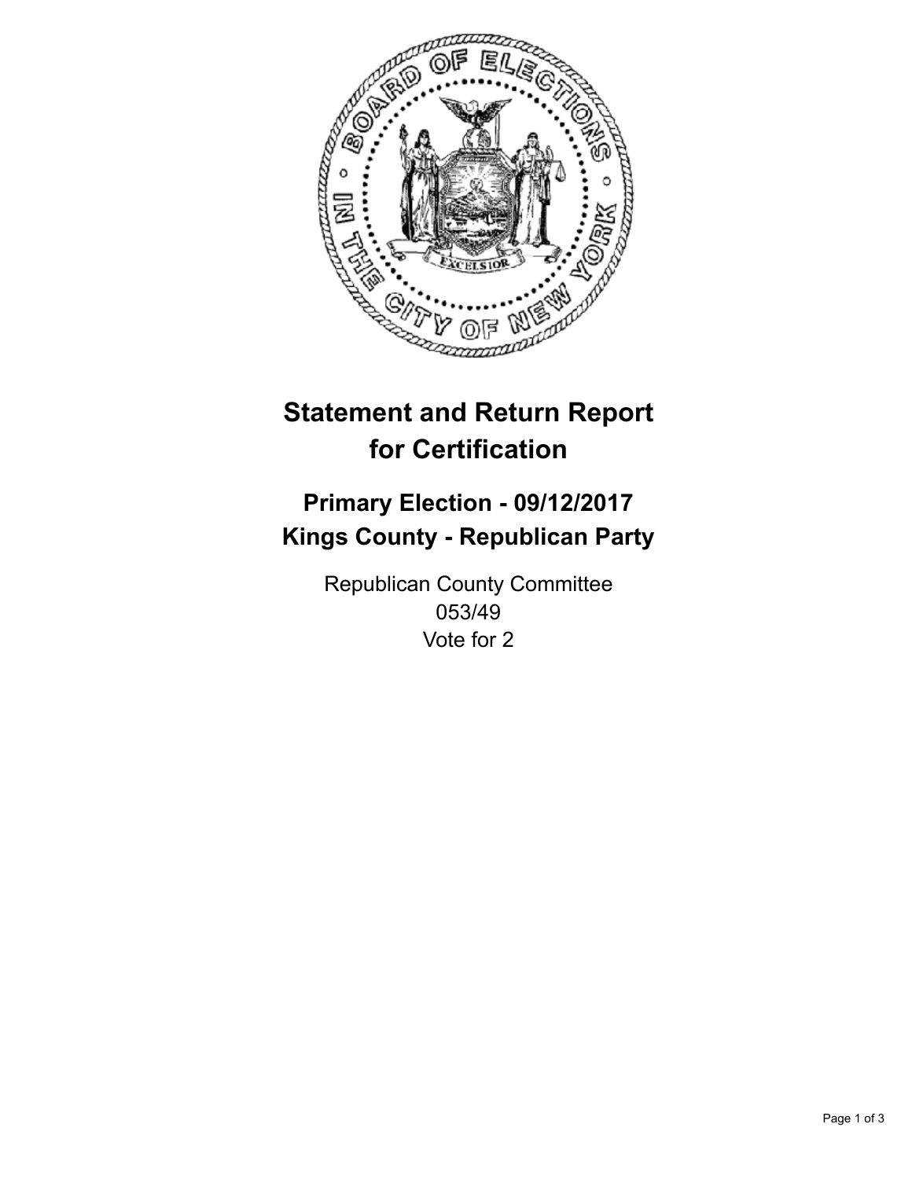# Statement and Return Report for Certification

## Primary Election - 09/12/2017
## Kings County - Republican Party

Republican County Committee
053/49
Vote for 2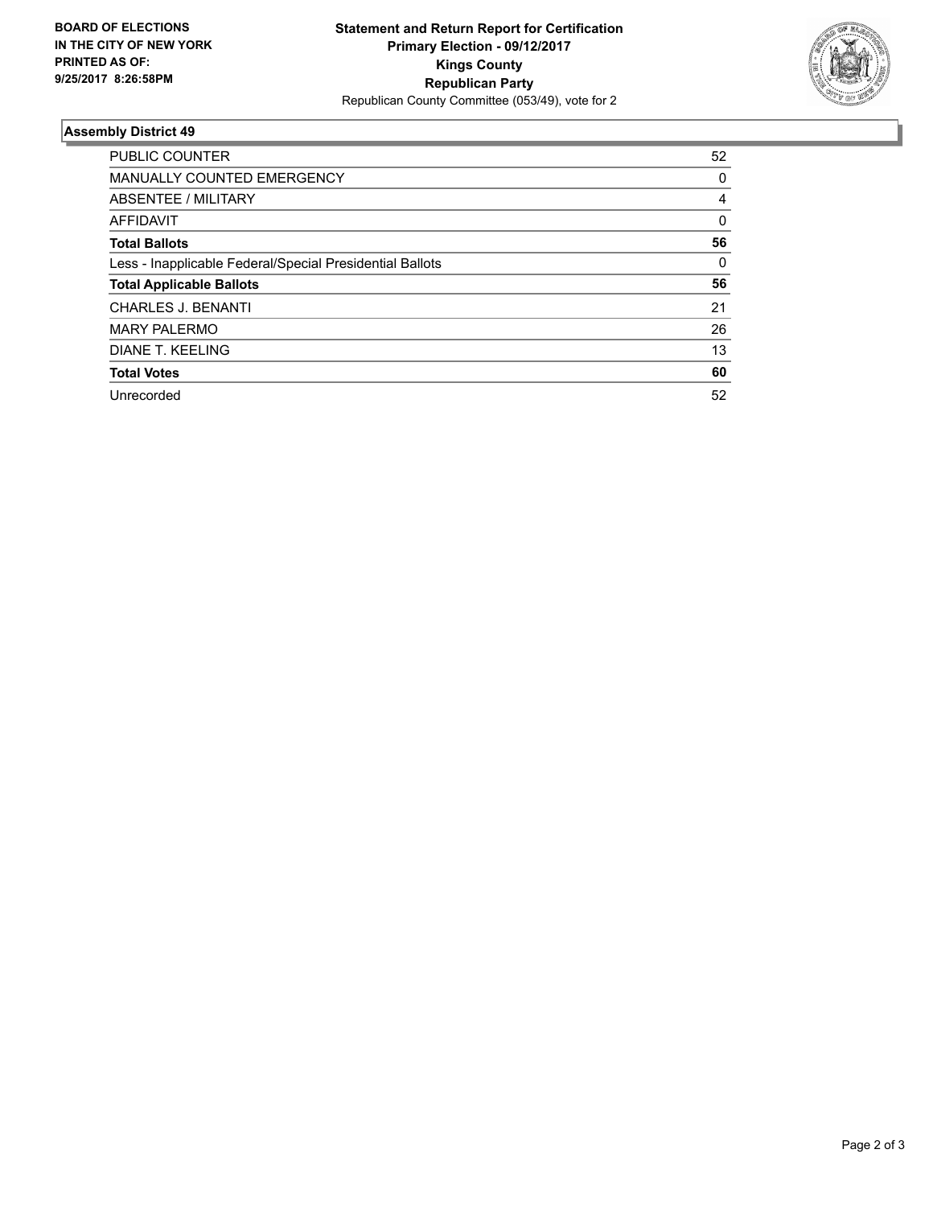**BOARD OF ELECTIONS IN THE CITY OF NEW YORK PRINTED AS OF: 9/25/2017 8:26:58PM**

**Statement and Return Report for Certification**
**Primary Election - 09/12/2017**
**Kings County**
**Republican Party**
Republican County Committee (053/49), vote for 2

## Assembly District 49

| | |
|---|---|
| PUBLIC COUNTER | 52 |
| MANUALLY COUNTED EMERGENCY | 0 |
| ABSENTEE / MILITARY | 4 |
| AFFIDAVIT | 0 |
| **Total Ballots** | **56** |
| Less - Inapplicable Federal/Special Presidential Ballots | 0 |
| **Total Applicable Ballots** | **56** |
| CHARLES J. BENANTI | 21 |
| MARY PALERMO | 26 |
| DIANE T. KEELING | 13 |
| **Total Votes** | **60** |
| Unrecorded | 52 |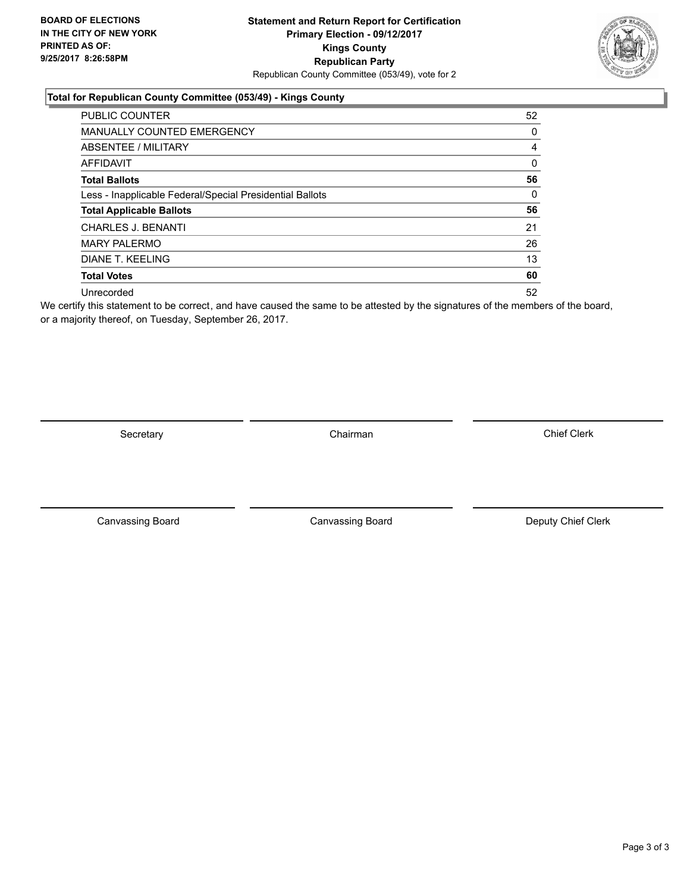**BOARD OF ELECTIONS IN THE CITY OF NEW YORK PRINTED AS OF: 9/25/2017 8:26:58PM**

**Statement and Return Report for Certification**
**Primary Election - 09/12/2017**
**Kings County**
**Republican Party**
Republican County Committee (053/49), vote for 2

### Total for Republican County Committee (053/49) - Kings County

| | |
|---|---|
| PUBLIC COUNTER | 52 |
| MANUALLY COUNTED EMERGENCY | 0 |
| ABSENTEE / MILITARY | 4 |
| AFFIDAVIT | 0 |
| **Total Ballots** | **56** |
| Less - Inapplicable Federal/Special Presidential Ballots | 0 |
| **Total Applicable Ballots** | **56** |
| CHARLES J. BENANTI | 21 |
| MARY PALERMO | 26 |
| DIANE T. KEELING | 13 |
| **Total Votes** | **60** |
| Unrecorded | 52 |

We certify this statement to be correct, and have caused the same to be attested by the signatures of the members of the board, or a majority thereof, on Tuesday, September 26, 2017.

Secretary

Chairman

Chief Clerk

Canvassing Board

Canvassing Board

Deputy Chief Clerk